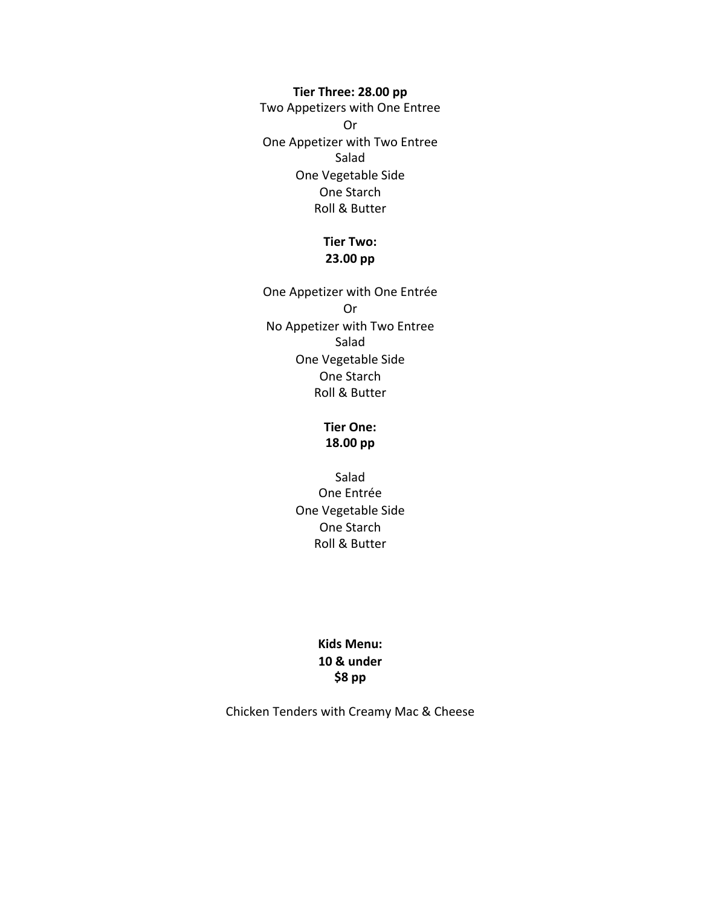**Tier Three: 28.00 pp**

Two Appetizers with One Entree

Or

One Appetizer with Two Entree

Salad

One Vegetable Side

One Starch

Roll & Butter

**Tier Two:**
**23.00 pp**

One Appetizer with One Entrée

Or

No Appetizer with Two Entree

Salad

One Vegetable Side

One Starch

Roll & Butter

**Tier One:**
**18.00 pp**

Salad

One Entrée

One Vegetable Side

One Starch

Roll & Butter

**Kids Menu:**
**10 & under**
**$8 pp**

Chicken Tenders with Creamy Mac & Cheese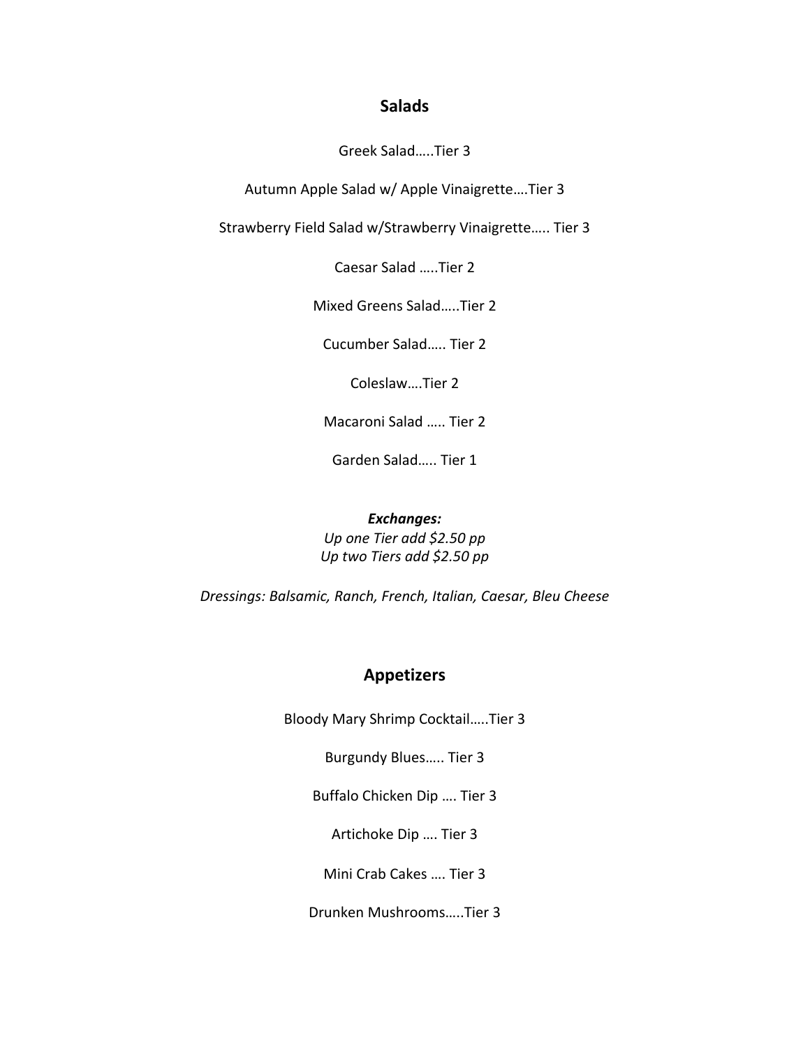## Salads

Greek Salad…..Tier 3

Autumn Apple Salad w/ Apple Vinaigrette….Tier 3

Strawberry Field Salad w/Strawberry Vinaigrette….. Tier 3

Caesar Salad …..Tier 2

Mixed Greens Salad…..Tier 2

Cucumber Salad….. Tier 2

Coleslaw….Tier 2

Macaroni Salad ….. Tier 2

Garden Salad….. Tier 1

***Exchanges:***
*Up one Tier add $2.50 pp*
*Up two Tiers add $2.50 pp*

*Dressings: Balsamic, Ranch, French, Italian, Caesar, Bleu Cheese*

## Appetizers

Bloody Mary Shrimp Cocktail…..Tier 3

Burgundy Blues….. Tier 3

Buffalo Chicken Dip …. Tier 3

Artichoke Dip …. Tier 3

Mini Crab Cakes …. Tier 3

Drunken Mushrooms…..Tier 3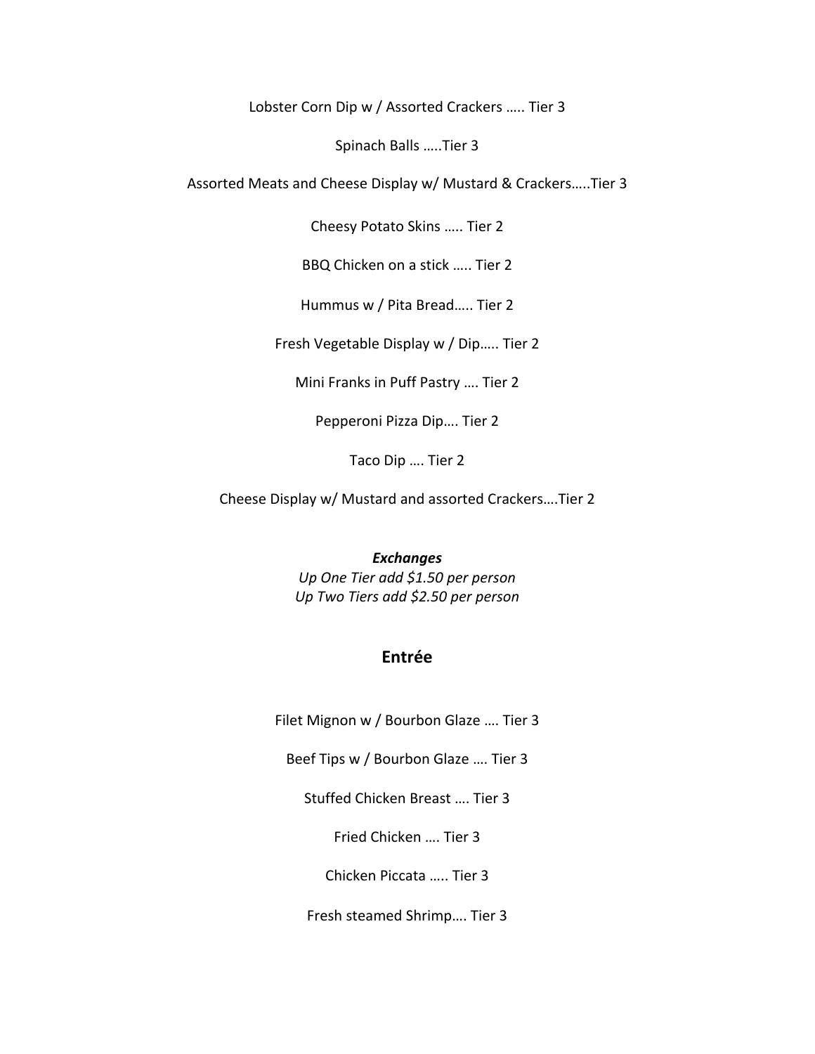Lobster Corn Dip w / Assorted Crackers ….. Tier 3

Spinach Balls …..Tier 3

Assorted Meats and Cheese Display w/ Mustard & Crackers…..Tier 3

Cheesy Potato Skins ….. Tier 2

BBQ Chicken on a stick ….. Tier 2

Hummus w / Pita Bread….. Tier 2

Fresh Vegetable Display w / Dip….. Tier 2

Mini Franks in Puff Pastry …. Tier 2

Pepperoni Pizza Dip…. Tier 2

Taco Dip …. Tier 2

Cheese Display w/ Mustard and assorted Crackers….Tier 2

***Exchanges***
*Up One Tier add $1.50 per person*
*Up Two Tiers add $2.50 per person*

## Entrée

Filet Mignon w / Bourbon Glaze …. Tier 3

Beef Tips w / Bourbon Glaze …. Tier 3

Stuffed Chicken Breast …. Tier 3

Fried Chicken …. Tier 3

Chicken Piccata ….. Tier 3

Fresh steamed Shrimp…. Tier 3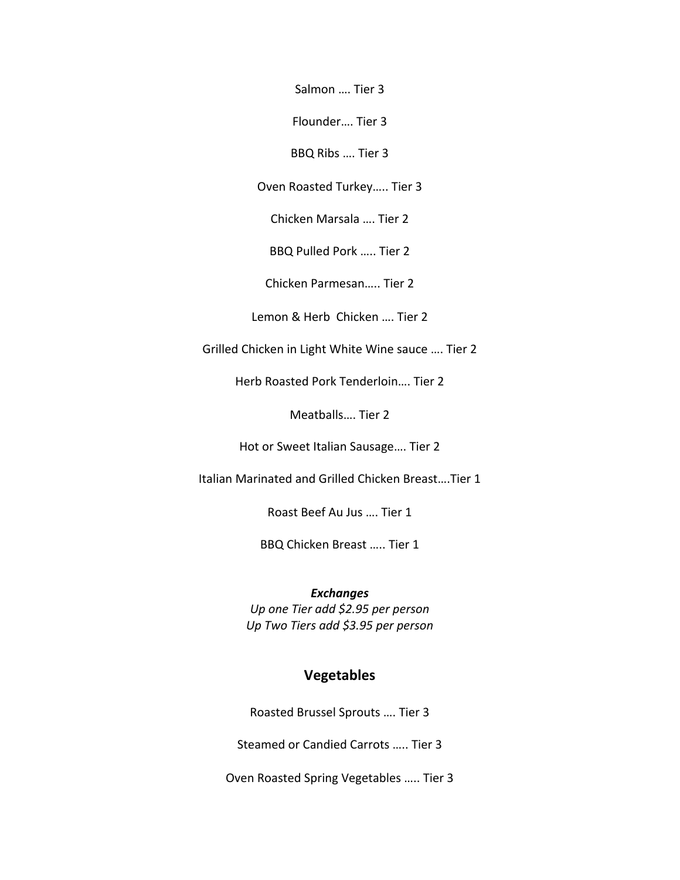Salmon …. Tier 3

Flounder…. Tier 3

BBQ Ribs …. Tier 3

Oven Roasted Turkey….. Tier 3

Chicken Marsala …. Tier 2

BBQ Pulled Pork ….. Tier 2

Chicken Parmesan….. Tier 2

Lemon & Herb Chicken …. Tier 2

Grilled Chicken in Light White Wine sauce …. Tier 2

Herb Roasted Pork Tenderloin…. Tier 2

Meatballs…. Tier 2

Hot or Sweet Italian Sausage…. Tier 2

Italian Marinated and Grilled Chicken Breast….Tier 1

Roast Beef Au Jus …. Tier 1

BBQ Chicken Breast ….. Tier 1

***Exchanges***
*Up one Tier add $2.95 per person*
*Up Two Tiers add $3.95 per person*

## Vegetables

Roasted Brussel Sprouts …. Tier 3

Steamed or Candied Carrots ….. Tier 3

Oven Roasted Spring Vegetables ….. Tier 3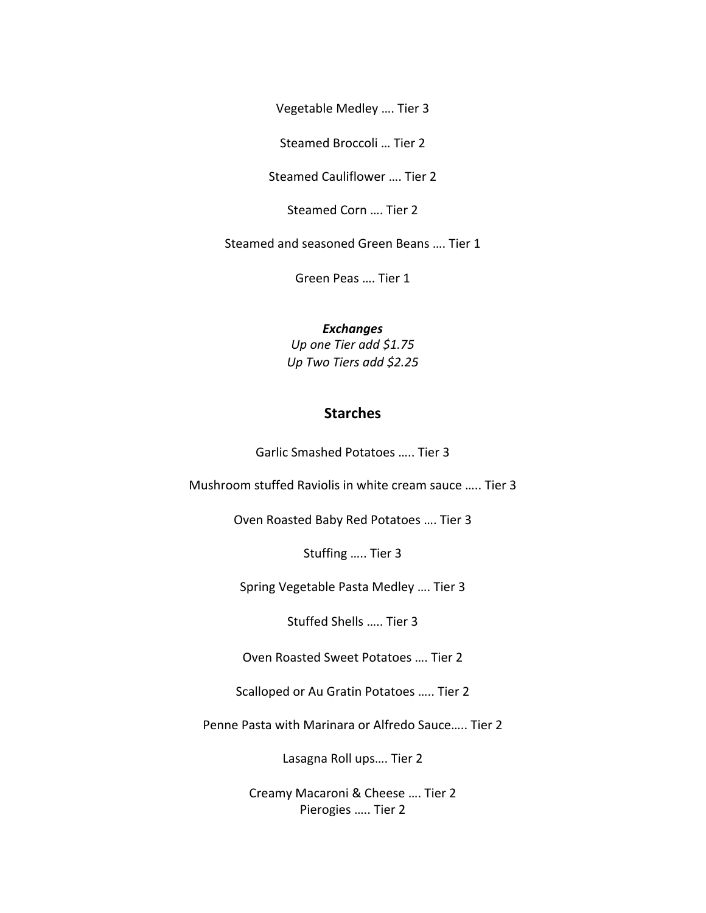Vegetable Medley …. Tier 3

Steamed Broccoli … Tier 2

Steamed Cauliflower …. Tier 2

Steamed Corn …. Tier 2

Steamed and seasoned Green Beans …. Tier 1

Green Peas …. Tier 1

***Exchanges***
*Up one Tier add $1.75*
*Up Two Tiers add $2.25*

## Starches

Garlic Smashed Potatoes ….. Tier 3

Mushroom stuffed Raviolis in white cream sauce ….. Tier 3

Oven Roasted Baby Red Potatoes …. Tier 3

Stuffing ….. Tier 3

Spring Vegetable Pasta Medley …. Tier 3

Stuffed Shells ….. Tier 3

Oven Roasted Sweet Potatoes …. Tier 2

Scalloped or Au Gratin Potatoes ….. Tier 2

Penne Pasta with Marinara or Alfredo Sauce….. Tier 2

Lasagna Roll ups…. Tier 2

Creamy Macaroni & Cheese …. Tier 2
Pierogies ….. Tier 2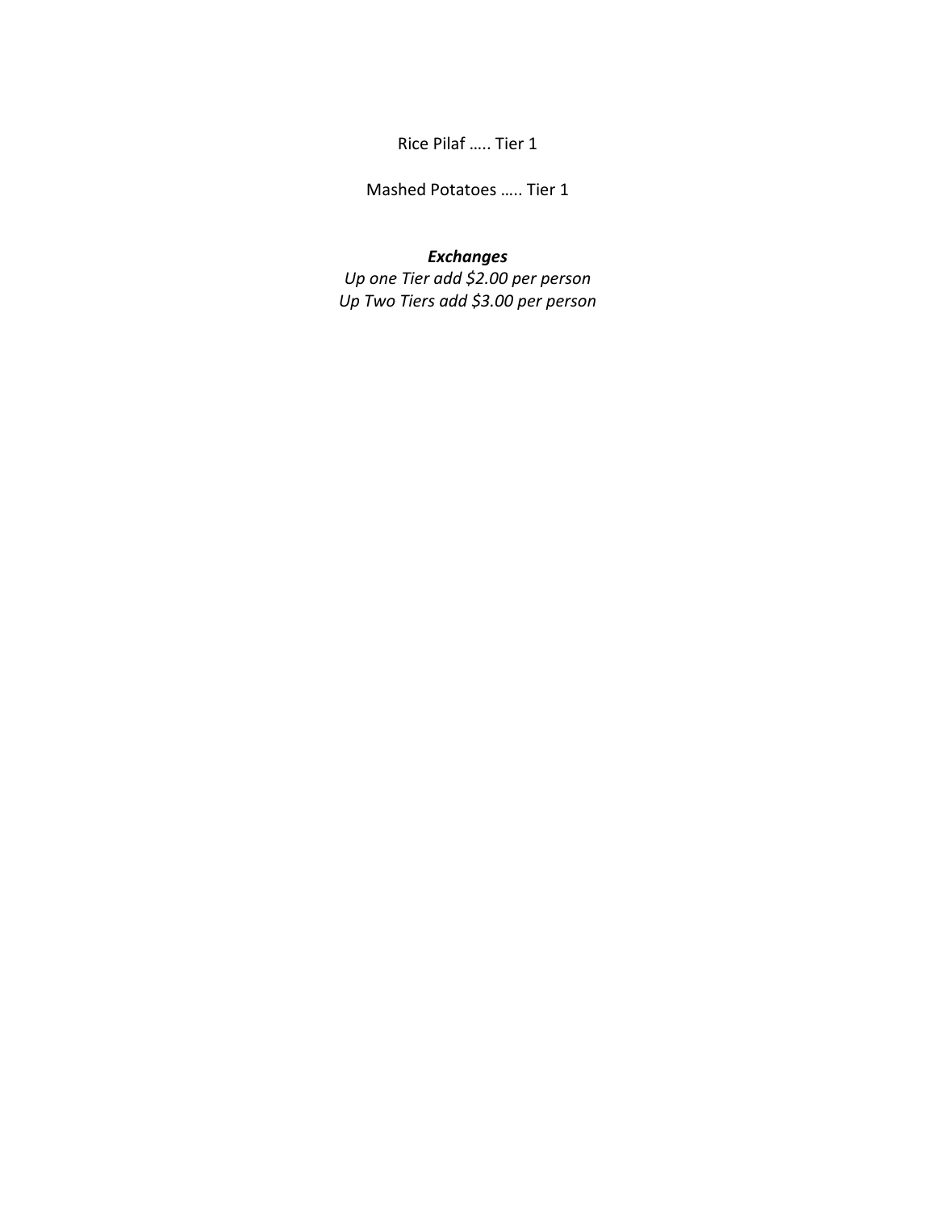Rice Pilaf ….. Tier 1

Mashed Potatoes ….. Tier 1

***Exchanges***

*Up one Tier add $2.00 per person*

*Up Two Tiers add $3.00 per person*